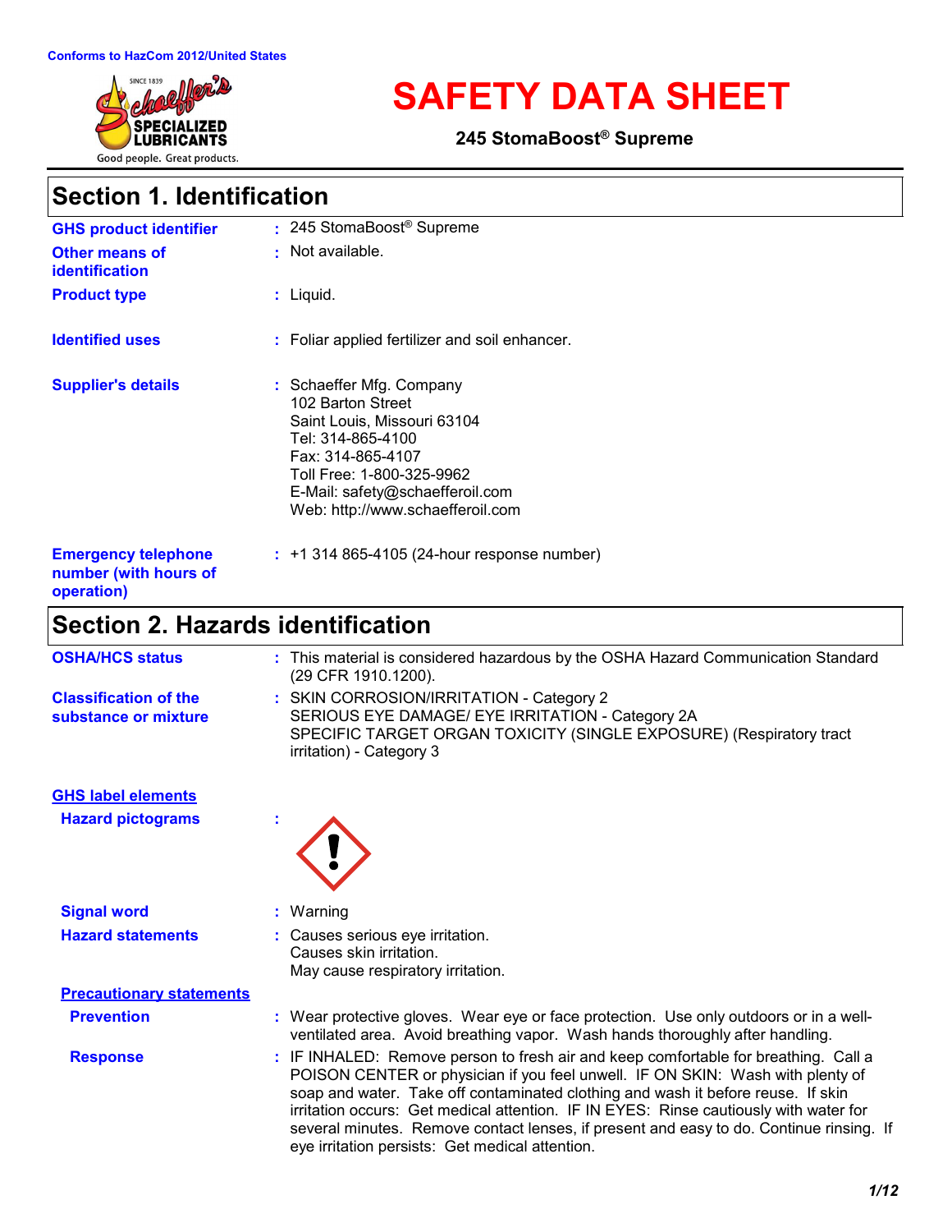Conforms to HazCom 2012/United States

# SAFETY DATA SHEET

**245 StomaBoost® Supreme**

## Section 1. Identification

**GHS product identifier** : 245 StomaBoost® Supreme

**Other means of identification** : Not available.

**Product type** : Liquid.

**Identified uses** : Foliar applied fertilizer and soil enhancer.

**Supplier's details** : Schaeffer Mfg. Company
102 Barton Street
Saint Louis, Missouri 63104
Tel: 314-865-4100
Fax: 314-865-4107
Toll Free: 1-800-325-9962
E-Mail: safety@schaefferoil.com
Web: http://www.schaefferoil.com

**Emergency telephone number (with hours of operation)** : +1 314 865-4105 (24-hour response number)

## Section 2. Hazards identification

**OSHA/HCS status** : This material is considered hazardous by the OSHA Hazard Communication Standard (29 CFR 1910.1200).

**Classification of the substance or mixture** : SKIN CORROSION/IRRITATION - Category 2
SERIOUS EYE DAMAGE/ EYE IRRITATION - Category 2A
SPECIFIC TARGET ORGAN TOXICITY (SINGLE EXPOSURE) (Respiratory tract irritation) - Category 3

**GHS label elements**

**Hazard pictograms** :

**Signal word** : Warning

**Hazard statements** : Causes serious eye irritation.
Causes skin irritation.
May cause respiratory irritation.

**Precautionary statements**

**Prevention** : Wear protective gloves. Wear eye or face protection. Use only outdoors or in a well-ventilated area. Avoid breathing vapor. Wash hands thoroughly after handling.

**Response** : IF INHALED: Remove person to fresh air and keep comfortable for breathing. Call a POISON CENTER or physician if you feel unwell. IF ON SKIN: Wash with plenty of soap and water. Take off contaminated clothing and wash it before reuse. If skin irritation occurs: Get medical attention. IF IN EYES: Rinse cautiously with water for several minutes. Remove contact lenses, if present and easy to do. Continue rinsing. If eye irritation persists: Get medical attention.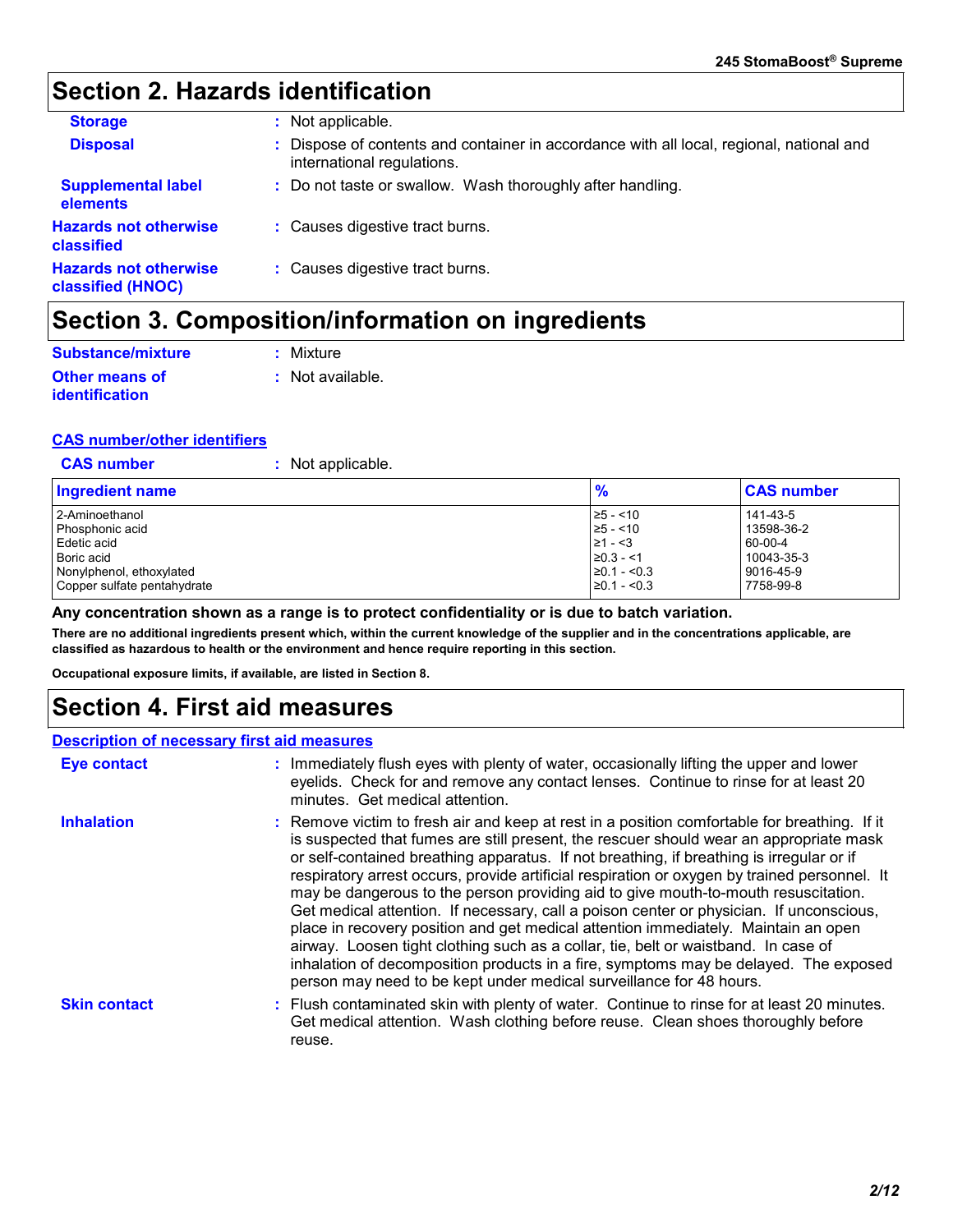# Section 2. Hazards identification

| | |
|---|---|
| **Storage** | : Not applicable. |
| **Disposal** | : Dispose of contents and container in accordance with all local, regional, national and international regulations. |
| **Supplemental label elements** | : Do not taste or swallow. Wash thoroughly after handling. |
| **Hazards not otherwise classified** | : Causes digestive tract burns. |
| **Hazards not otherwise classified (HNOC)** | : Causes digestive tract burns. |

# Section 3. Composition/information on ingredients

**Substance/mixture** : Mixture

**Other means of identification** : Not available.

## CAS number/other identifiers

**CAS number** : Not applicable.

| Ingredient name | % | CAS number |
|---|---|---|
| 2-Aminoethanol | ≥5 - <10 | 141-43-5 |
| Phosphonic acid | ≥5 - <10 | 13598-36-2 |
| Edetic acid | ≥1 - <3 | 60-00-4 |
| Boric acid | ≥0.3 - <1 | 10043-35-3 |
| Nonylphenol, ethoxylated | ≥0.1 - <0.3 | 9016-45-9 |
| Copper sulfate pentahydrate | ≥0.1 - <0.3 | 7758-99-8 |

**Any concentration shown as a range is to protect confidentiality or is due to batch variation.**

**There are no additional ingredients present which, within the current knowledge of the supplier and in the concentrations applicable, are classified as hazardous to health or the environment and hence require reporting in this section.**

**Occupational exposure limits, if available, are listed in Section 8.**

# Section 4. First aid measures

## Description of necessary first aid measures

| | |
|---|---|
| **Eye contact** | : Immediately flush eyes with plenty of water, occasionally lifting the upper and lower eyelids. Check for and remove any contact lenses. Continue to rinse for at least 20 minutes. Get medical attention. |
| **Inhalation** | : Remove victim to fresh air and keep at rest in a position comfortable for breathing. If it is suspected that fumes are still present, the rescuer should wear an appropriate mask or self-contained breathing apparatus. If not breathing, if breathing is irregular or if respiratory arrest occurs, provide artificial respiration or oxygen by trained personnel. It may be dangerous to the person providing aid to give mouth-to-mouth resuscitation. Get medical attention. If necessary, call a poison center or physician. If unconscious, place in recovery position and get medical attention immediately. Maintain an open airway. Loosen tight clothing such as a collar, tie, belt or waistband. In case of inhalation of decomposition products in a fire, symptoms may be delayed. The exposed person may need to be kept under medical surveillance for 48 hours. |
| **Skin contact** | : Flush contaminated skin with plenty of water. Continue to rinse for at least 20 minutes. Get medical attention. Wash clothing before reuse. Clean shoes thoroughly before reuse. |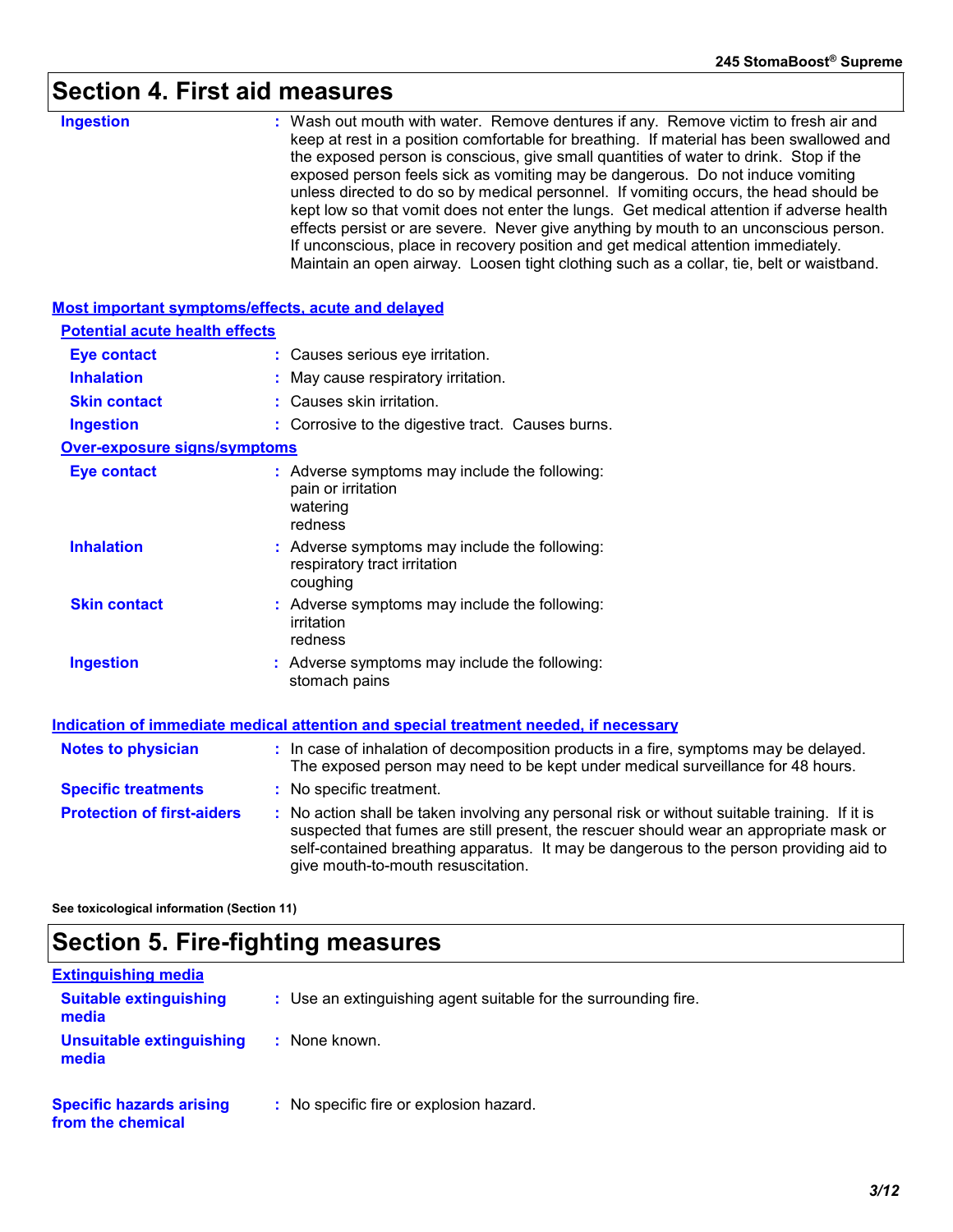# Section 4. First aid measures

**Ingestion** : Wash out mouth with water. Remove dentures if any. Remove victim to fresh air and keep at rest in a position comfortable for breathing. If material has been swallowed and the exposed person is conscious, give small quantities of water to drink. Stop if the exposed person feels sick as vomiting may be dangerous. Do not induce vomiting unless directed to do so by medical personnel. If vomiting occurs, the head should be kept low so that vomit does not enter the lungs. Get medical attention if adverse health effects persist or are severe. Never give anything by mouth to an unconscious person. If unconscious, place in recovery position and get medical attention immediately. Maintain an open airway. Loosen tight clothing such as a collar, tie, belt or waistband.

## Most important symptoms/effects, acute and delayed

### Potential acute health effects

**Eye contact** : Causes serious eye irritation.

**Inhalation** : May cause respiratory irritation.

**Skin contact** : Causes skin irritation.

**Ingestion** : Corrosive to the digestive tract. Causes burns.

### Over-exposure signs/symptoms

**Eye contact** : Adverse symptoms may include the following:
pain or irritation
watering
redness

**Inhalation** : Adverse symptoms may include the following:
respiratory tract irritation
coughing

**Skin contact** : Adverse symptoms may include the following:
irritation
redness

**Ingestion** : Adverse symptoms may include the following:
stomach pains

## Indication of immediate medical attention and special treatment needed, if necessary

**Notes to physician** : In case of inhalation of decomposition products in a fire, symptoms may be delayed. The exposed person may need to be kept under medical surveillance for 48 hours.

**Specific treatments** : No specific treatment.

**Protection of first-aiders** : No action shall be taken involving any personal risk or without suitable training. If it is suspected that fumes are still present, the rescuer should wear an appropriate mask or self-contained breathing apparatus. It may be dangerous to the person providing aid to give mouth-to-mouth resuscitation.

**See toxicological information (Section 11)**

# Section 5. Fire-fighting measures

## Extinguishing media

**Suitable extinguishing media** : Use an extinguishing agent suitable for the surrounding fire.

**Unsuitable extinguishing media** : None known.

**Specific hazards arising from the chemical** : No specific fire or explosion hazard.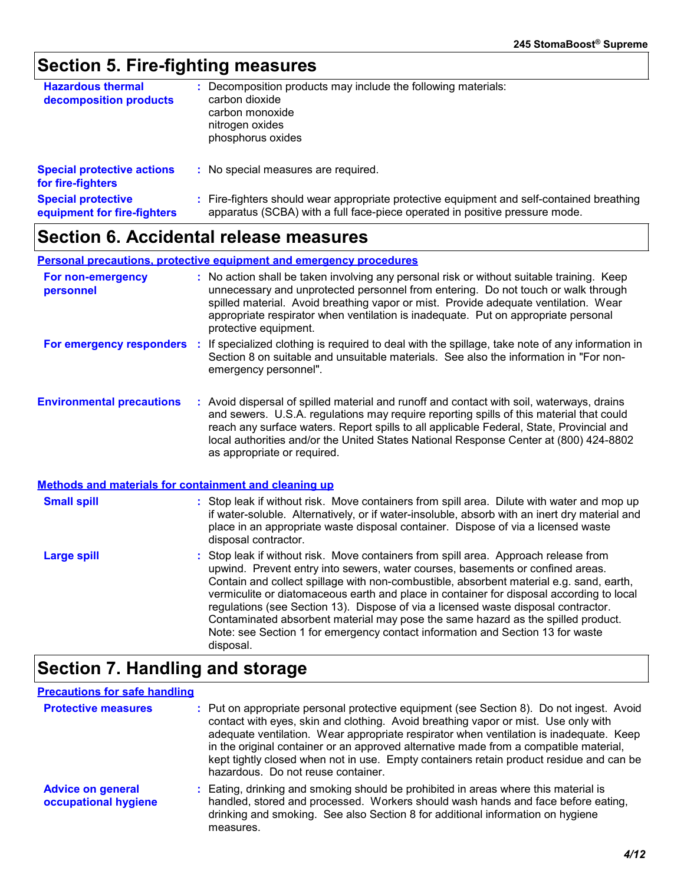# Section 5. Fire-fighting measures

**Hazardous thermal decomposition products** : Decomposition products may include the following materials:
carbon dioxide
carbon monoxide
nitrogen oxides
phosphorus oxides

**Special protective actions for fire-fighters** : No special measures are required.

**Special protective equipment for fire-fighters** : Fire-fighters should wear appropriate protective equipment and self-contained breathing apparatus (SCBA) with a full face-piece operated in positive pressure mode.

# Section 6. Accidental release measures

## Personal precautions, protective equipment and emergency procedures

**For non-emergency personnel** : No action shall be taken involving any personal risk or without suitable training. Keep unnecessary and unprotected personnel from entering. Do not touch or walk through spilled material. Avoid breathing vapor or mist. Provide adequate ventilation. Wear appropriate respirator when ventilation is inadequate. Put on appropriate personal protective equipment.

**For emergency responders** : If specialized clothing is required to deal with the spillage, take note of any information in Section 8 on suitable and unsuitable materials. See also the information in "For non-emergency personnel".

**Environmental precautions** : Avoid dispersal of spilled material and runoff and contact with soil, waterways, drains and sewers. U.S.A. regulations may require reporting spills of this material that could reach any surface waters. Report spills to all applicable Federal, State, Provincial and local authorities and/or the United States National Response Center at (800) 424-8802 as appropriate or required.

## Methods and materials for containment and cleaning up

**Small spill** : Stop leak if without risk. Move containers from spill area. Dilute with water and mop up if water-soluble. Alternatively, or if water-insoluble, absorb with an inert dry material and place in an appropriate waste disposal container. Dispose of via a licensed waste disposal contractor.

**Large spill** : Stop leak if without risk. Move containers from spill area. Approach release from upwind. Prevent entry into sewers, water courses, basements or confined areas. Contain and collect spillage with non-combustible, absorbent material e.g. sand, earth, vermiculite or diatomaceous earth and place in container for disposal according to local regulations (see Section 13). Dispose of via a licensed waste disposal contractor. Contaminated absorbent material may pose the same hazard as the spilled product. Note: see Section 1 for emergency contact information and Section 13 for waste disposal.

# Section 7. Handling and storage

## Precautions for safe handling

**Protective measures** : Put on appropriate personal protective equipment (see Section 8). Do not ingest. Avoid contact with eyes, skin and clothing. Avoid breathing vapor or mist. Use only with adequate ventilation. Wear appropriate respirator when ventilation is inadequate. Keep in the original container or an approved alternative made from a compatible material, kept tightly closed when not in use. Empty containers retain product residue and can be hazardous. Do not reuse container.

**Advice on general occupational hygiene** : Eating, drinking and smoking should be prohibited in areas where this material is handled, stored and processed. Workers should wash hands and face before eating, drinking and smoking. See also Section 8 for additional information on hygiene measures.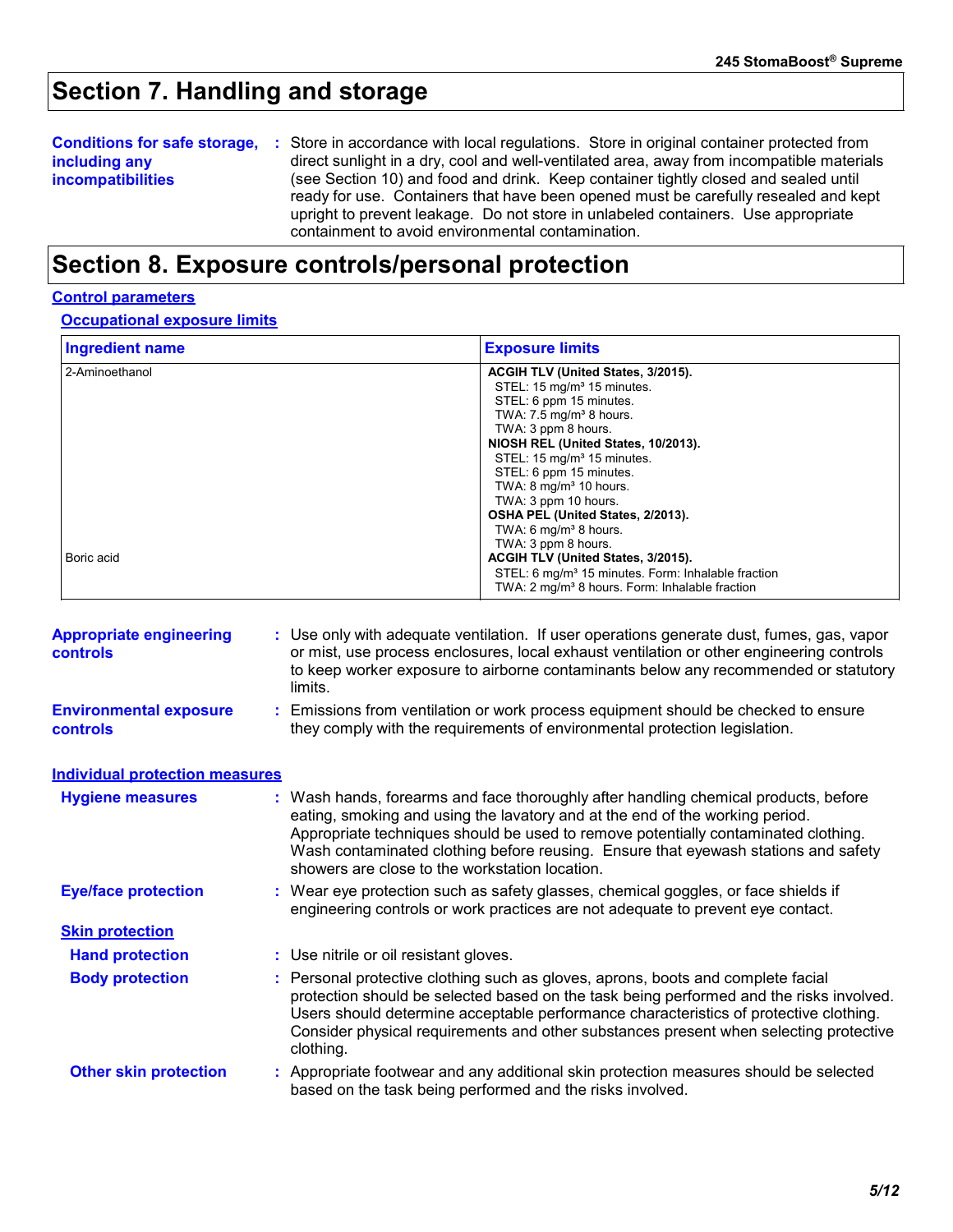# Section 7. Handling and storage

**Conditions for safe storage, including any incompatibilities** : Store in accordance with local regulations. Store in original container protected from direct sunlight in a dry, cool and well-ventilated area, away from incompatible materials (see Section 10) and food and drink. Keep container tightly closed and sealed until ready for use. Containers that have been opened must be carefully resealed and kept upright to prevent leakage. Do not store in unlabeled containers. Use appropriate containment to avoid environmental contamination.

# Section 8. Exposure controls/personal protection

## Control parameters

### Occupational exposure limits

| Ingredient name | Exposure limits |
|---|---|
| 2-Aminoethanol | **ACGIH TLV (United States, 3/2015).**<br>STEL: 15 mg/m³ 15 minutes.<br>STEL: 6 ppm 15 minutes.<br>TWA: 7.5 mg/m³ 8 hours.<br>TWA: 3 ppm 8 hours.<br>**NIOSH REL (United States, 10/2013).**<br>STEL: 15 mg/m³ 15 minutes.<br>STEL: 6 ppm 15 minutes.<br>TWA: 8 mg/m³ 10 hours.<br>TWA: 3 ppm 10 hours.<br>**OSHA PEL (United States, 2/2013).**<br>TWA: 6 mg/m³ 8 hours.<br>TWA: 3 ppm 8 hours. |
| Boric acid | **ACGIH TLV (United States, 3/2015).**<br>STEL: 6 mg/m³ 15 minutes. Form: Inhalable fraction<br>TWA: 2 mg/m³ 8 hours. Form: Inhalable fraction |

**Appropriate engineering controls** : Use only with adequate ventilation. If user operations generate dust, fumes, gas, vapor or mist, use process enclosures, local exhaust ventilation or other engineering controls to keep worker exposure to airborne contaminants below any recommended or statutory limits.

**Environmental exposure controls** : Emissions from ventilation or work process equipment should be checked to ensure they comply with the requirements of environmental protection legislation.

## Individual protection measures

**Hygiene measures** : Wash hands, forearms and face thoroughly after handling chemical products, before eating, smoking and using the lavatory and at the end of the working period. Appropriate techniques should be used to remove potentially contaminated clothing. Wash contaminated clothing before reusing. Ensure that eyewash stations and safety showers are close to the workstation location.

**Eye/face protection** : Wear eye protection such as safety glasses, chemical goggles, or face shields if engineering controls or work practices are not adequate to prevent eye contact.

### Skin protection

**Hand protection** : Use nitrile or oil resistant gloves.

**Body protection** : Personal protective clothing such as gloves, aprons, boots and complete facial protection should be selected based on the task being performed and the risks involved. Users should determine acceptable performance characteristics of protective clothing. Consider physical requirements and other substances present when selecting protective clothing.

**Other skin protection** : Appropriate footwear and any additional skin protection measures should be selected based on the task being performed and the risks involved.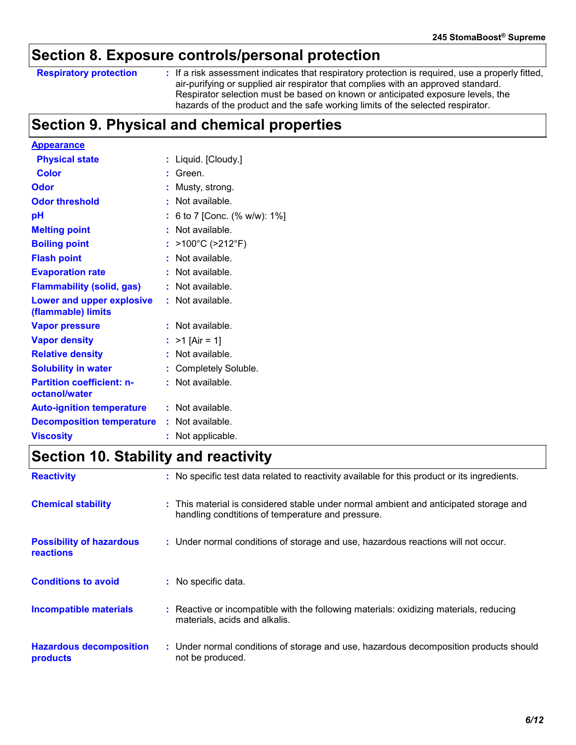## Section 8. Exposure controls/personal protection

| | |
|---|---|
| **Respiratory protection** | : If a risk assessment indicates that respiratory protection is required, use a properly fitted, air-purifying or supplied air respirator that complies with an approved standard. Respirator selection must be based on known or anticipated exposure levels, the hazards of the product and the safe working limits of the selected respirator. |

## Section 9. Physical and chemical properties

**Appearance**

| | |
|---|---|
| **Physical state** | : Liquid. [Cloudy.] |
| **Color** | : Green. |
| **Odor** | : Musty, strong. |
| **Odor threshold** | : Not available. |
| **pH** | : 6 to 7 [Conc. (% w/w): 1%] |
| **Melting point** | : Not available. |
| **Boiling point** | : >100°C (>212°F) |
| **Flash point** | : Not available. |
| **Evaporation rate** | : Not available. |
| **Flammability (solid, gas)** | : Not available. |
| **Lower and upper explosive (flammable) limits** | : Not available. |
| **Vapor pressure** | : Not available. |
| **Vapor density** | : >1 [Air = 1] |
| **Relative density** | : Not available. |
| **Solubility in water** | : Completely Soluble. |
| **Partition coefficient: n-octanol/water** | : Not available. |
| **Auto-ignition temperature** | : Not available. |
| **Decomposition temperature** | : Not available. |
| **Viscosity** | : Not applicable. |

## Section 10. Stability and reactivity

| | |
|---|---|
| **Reactivity** | : No specific test data related to reactivity available for this product or its ingredients. |
| **Chemical stability** | : This material is considered stable under normal ambient and anticipated storage and handling condtitions of temperature and pressure. |
| **Possibility of hazardous reactions** | : Under normal conditions of storage and use, hazardous reactions will not occur. |
| **Conditions to avoid** | : No specific data. |
| **Incompatible materials** | : Reactive or incompatible with the following materials: oxidizing materials, reducing materials, acids and alkalis. |
| **Hazardous decomposition products** | : Under normal conditions of storage and use, hazardous decomposition products should not be produced. |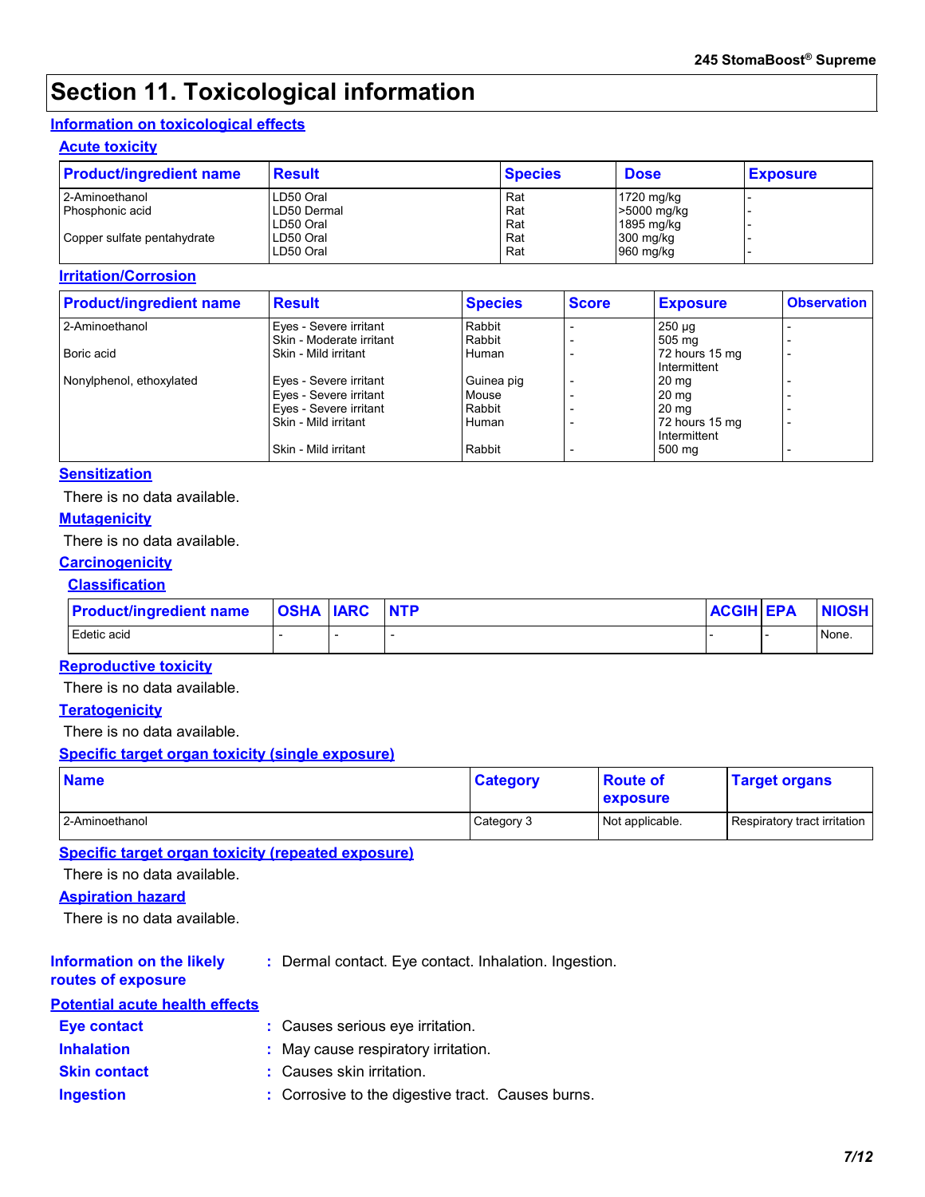# Section 11. Toxicological information

## Information on toxicological effects

### Acute toxicity

| Product/ingredient name | Result | Species | Dose | Exposure |
|---|---|---|---|---|
| 2-Aminoethanol | LD50 Oral | Rat | 1720 mg/kg | - |
| Phosphonic acid | LD50 Dermal | Rat | >5000 mg/kg | - |
| | LD50 Oral | Rat | 1895 mg/kg | - |
| Copper sulfate pentahydrate | LD50 Oral | Rat | 300 mg/kg | - |
| | LD50 Oral | Rat | 960 mg/kg | - |

### Irritation/Corrosion

| Product/ingredient name | Result | Species | Score | Exposure | Observation |
|---|---|---|---|---|---|
| 2-Aminoethanol | Eyes - Severe irritant | Rabbit | - | 250 µg | - |
| | Skin - Moderate irritant | Rabbit | - | 505 mg | - |
| Boric acid | Skin - Mild irritant | Human | - | 72 hours 15 mg Intermittent | - |
| Nonylphenol, ethoxylated | Eyes - Severe irritant | Guinea pig | - | 20 mg | - |
| | Eyes - Severe irritant | Mouse | - | 20 mg | - |
| | Eyes - Severe irritant | Rabbit | - | 20 mg | - |
| | Skin - Mild irritant | Human | - | 72 hours 15 mg Intermittent | - |
| | Skin - Mild irritant | Rabbit | - | 500 mg | - |

### Sensitization

There is no data available.

### Mutagenicity

There is no data available.

### Carcinogenicity

#### Classification

| Product/ingredient name | OSHA | IARC | NTP | ACGIH | EPA | NIOSH |
|---|---|---|---|---|---|---|
| Edetic acid | - | - | - | - | - | None. |

### Reproductive toxicity

There is no data available.

### Teratogenicity

There is no data available.

### Specific target organ toxicity (single exposure)

| Name | Category | Route of exposure | Target organs |
|---|---|---|---|
| 2-Aminoethanol | Category 3 | Not applicable. | Respiratory tract irritation |

### Specific target organ toxicity (repeated exposure)

There is no data available.

### Aspiration hazard

There is no data available.

**Information on the likely routes of exposure** : Dermal contact. Eye contact. Inhalation. Ingestion.

**Potential acute health effects**

**Eye contact** : Causes serious eye irritation.

**Inhalation** : May cause respiratory irritation.

**Skin contact** : Causes skin irritation.

**Ingestion** : Corrosive to the digestive tract. Causes burns.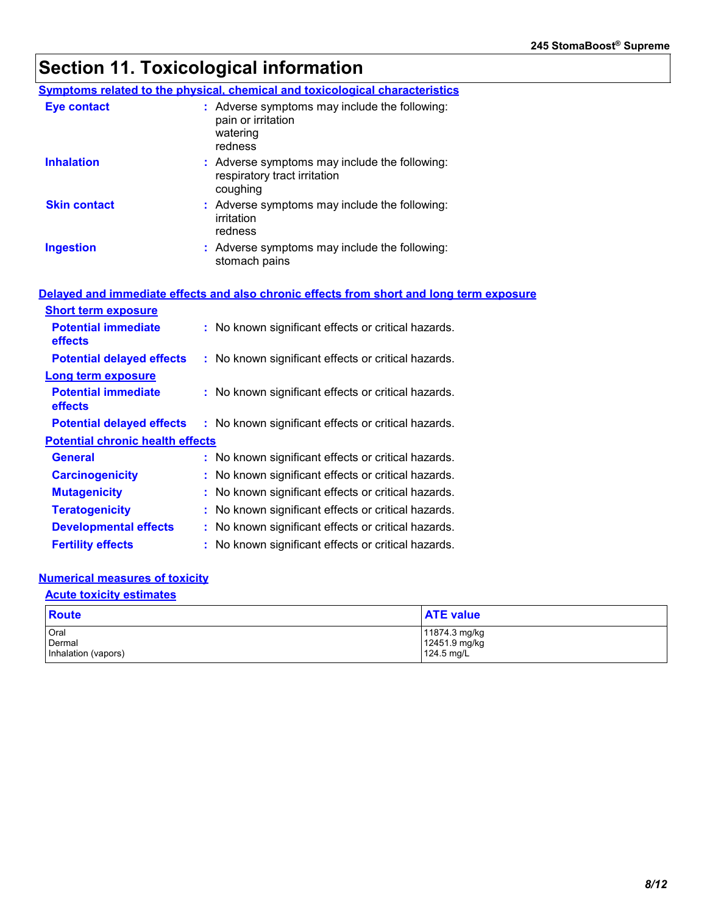# Section 11. Toxicological information

## Symptoms related to the physical, chemical and toxicological characteristics

**Eye contact** : Adverse symptoms may include the following:
pain or irritation
watering
redness

**Inhalation** : Adverse symptoms may include the following:
respiratory tract irritation
coughing

**Skin contact** : Adverse symptoms may include the following:
irritation
redness

**Ingestion** : Adverse symptoms may include the following:
stomach pains

## Delayed and immediate effects and also chronic effects from short and long term exposure

### Short term exposure

**Potential immediate effects** : No known significant effects or critical hazards.

**Potential delayed effects** : No known significant effects or critical hazards.

### Long term exposure

**Potential immediate effects** : No known significant effects or critical hazards.

**Potential delayed effects** : No known significant effects or critical hazards.

### Potential chronic health effects

**General** : No known significant effects or critical hazards.

**Carcinogenicity** : No known significant effects or critical hazards.

**Mutagenicity** : No known significant effects or critical hazards.

**Teratogenicity** : No known significant effects or critical hazards.

**Developmental effects** : No known significant effects or critical hazards.

**Fertility effects** : No known significant effects or critical hazards.

## Numerical measures of toxicity

### Acute toxicity estimates

| Route | ATE value |
|---|---|
| Oral | 11874.3 mg/kg |
| Dermal | 12451.9 mg/kg |
| Inhalation (vapors) | 124.5 mg/L |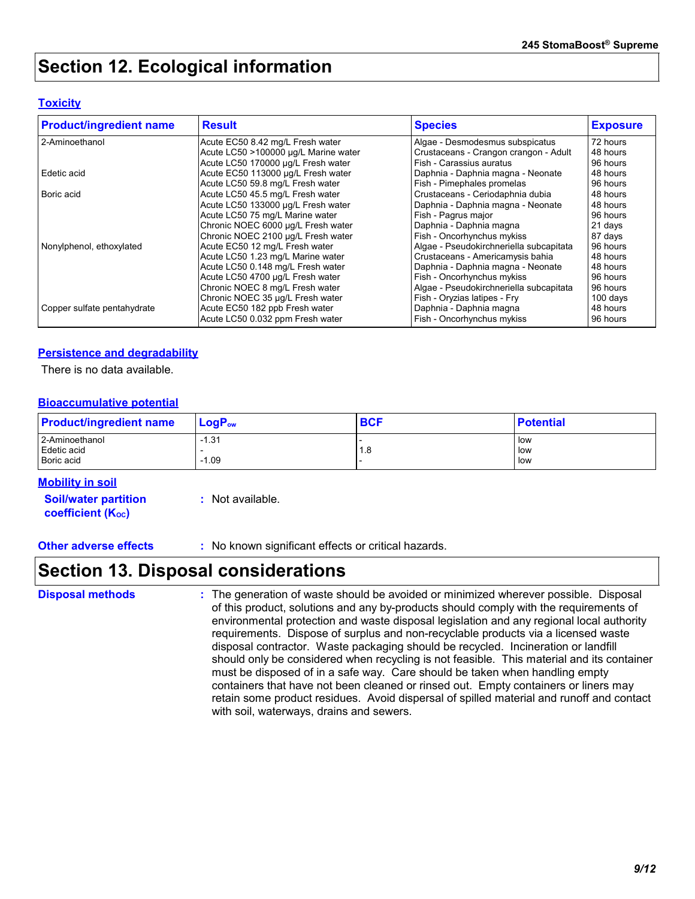# Section 12. Ecological information

## Toxicity

| Product/ingredient name | Result | Species | Exposure |
|---|---|---|---|
| 2-Aminoethanol | Acute EC50 8.42 mg/L Fresh water | Algae - Desmodesmus subspicatus | 72 hours |
| | Acute LC50 >100000 µg/L Marine water | Crustaceans - Crangon crangon - Adult | 48 hours |
| | Acute LC50 170000 µg/L Fresh water | Fish - Carassius auratus | 96 hours |
| Edetic acid | Acute EC50 113000 µg/L Fresh water | Daphnia - Daphnia magna - Neonate | 48 hours |
| | Acute LC50 59.8 mg/L Fresh water | Fish - Pimephales promelas | 96 hours |
| Boric acid | Acute LC50 45.5 mg/L Fresh water | Crustaceans - Ceriodaphnia dubia | 48 hours |
| | Acute LC50 133000 µg/L Fresh water | Daphnia - Daphnia magna - Neonate | 48 hours |
| | Acute LC50 75 mg/L Marine water | Fish - Pagrus major | 96 hours |
| | Chronic NOEC 6000 µg/L Fresh water | Daphnia - Daphnia magna | 21 days |
| | Chronic NOEC 2100 µg/L Fresh water | Fish - Oncorhynchus mykiss | 87 days |
| Nonylphenol, ethoxylated | Acute EC50 12 mg/L Fresh water | Algae - Pseudokirchneriella subcapitata | 96 hours |
| | Acute LC50 1.23 mg/L Marine water | Crustaceans - Americamysis bahia | 48 hours |
| | Acute LC50 0.148 mg/L Fresh water | Daphnia - Daphnia magna - Neonate | 48 hours |
| | Acute LC50 4700 µg/L Fresh water | Fish - Oncorhynchus mykiss | 96 hours |
| | Chronic NOEC 8 mg/L Fresh water | Algae - Pseudokirchneriella subcapitata | 96 hours |
| | Chronic NOEC 35 µg/L Fresh water | Fish - Oryzias latipes - Fry | 100 days |
| Copper sulfate pentahydrate | Acute EC50 182 ppb Fresh water | Daphnia - Daphnia magna | 48 hours |
| | Acute LC50 0.032 ppm Fresh water | Fish - Oncorhynchus mykiss | 96 hours |

## Persistence and degradability

There is no data available.

## Bioaccumulative potential

| Product/ingredient name | $LogP_{ow}$ | BCF | Potential |
|---|---|---|---|
| 2-Aminoethanol | -1.31 | - | low |
| Edetic acid | - | 1.8 | low |
| Boric acid | -1.09 | - | low |

## Mobility in soil

**Soil/water partition coefficient ($K_{OC}$)** : Not available.

**Other adverse effects** : No known significant effects or critical hazards.

# Section 13. Disposal considerations

**Disposal methods** : The generation of waste should be avoided or minimized wherever possible. Disposal of this product, solutions and any by-products should comply with the requirements of environmental protection and waste disposal legislation and any regional local authority requirements. Dispose of surplus and non-recyclable products via a licensed waste disposal contractor. Waste packaging should be recycled. Incineration or landfill should only be considered when recycling is not feasible. This material and its container must be disposed of in a safe way. Care should be taken when handling empty containers that have not been cleaned or rinsed out. Empty containers or liners may retain some product residues. Avoid dispersal of spilled material and runoff and contact with soil, waterways, drains and sewers.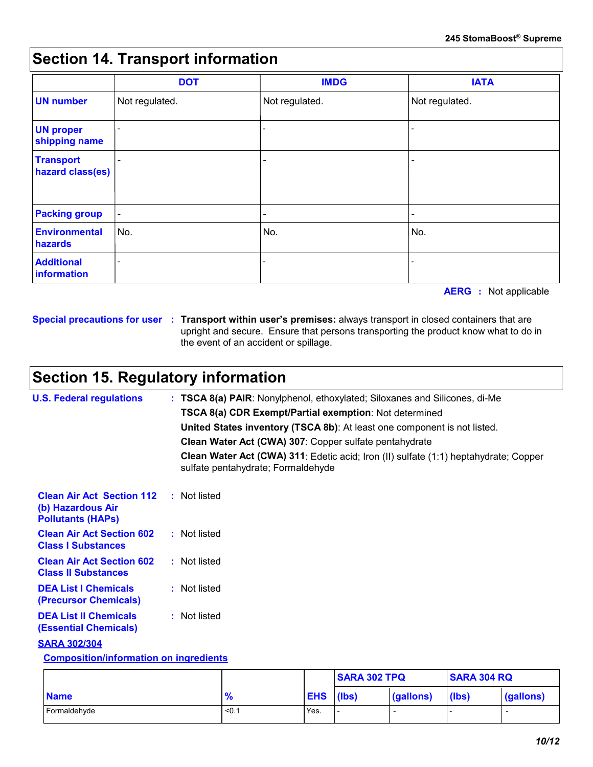## Section 14. Transport information

| | DOT | IMDG | IATA |
|---|---|---|---|
| **UN number** | Not regulated. | Not regulated. | Not regulated. |
| **UN proper shipping name** | - | - | - |
| **Transport hazard class(es)** | - | - | - |
| **Packing group** | - | - | - |
| **Environmental hazards** | No. | No. | No. |
| **Additional information** | - | - | - |

**AERG** : Not applicable

**Special precautions for user** : **Transport within user's premises:** always transport in closed containers that are upright and secure. Ensure that persons transporting the product know what to do in the event of an accident or spillage.

## Section 15. Regulatory information

**U.S. Federal regulations** : **TSCA 8(a) PAIR**: Nonylphenol, ethoxylated; Siloxanes and Silicones, di-Me

**TSCA 8(a) CDR Exempt/Partial exemption**: Not determined

**United States inventory (TSCA 8b)**: At least one component is not listed.

**Clean Water Act (CWA) 307**: Copper sulfate pentahydrate

**Clean Water Act (CWA) 311**: Edetic acid; Iron (II) sulfate (1:1) heptahydrate; Copper sulfate pentahydrate; Formaldehyde

**Clean Air Act Section 112 (b) Hazardous Air Pollutants (HAPs)** : Not listed

**Clean Air Act Section 602 Class I Substances** : Not listed

**Clean Air Act Section 602 Class II Substances** : Not listed

**DEA List I Chemicals (Precursor Chemicals)** : Not listed

**DEA List II Chemicals (Essential Chemicals)** : Not listed

**SARA 302/304**

**Composition/information on ingredients**

| Name | % | EHS | SARA 302 TPQ | | SARA 304 RQ | |
|---|---|---|---|---|---|---|
| | | | (lbs) | (gallons) | (lbs) | (gallons) |
| Formaldehyde | <0.1 | Yes. | - | - | - | - |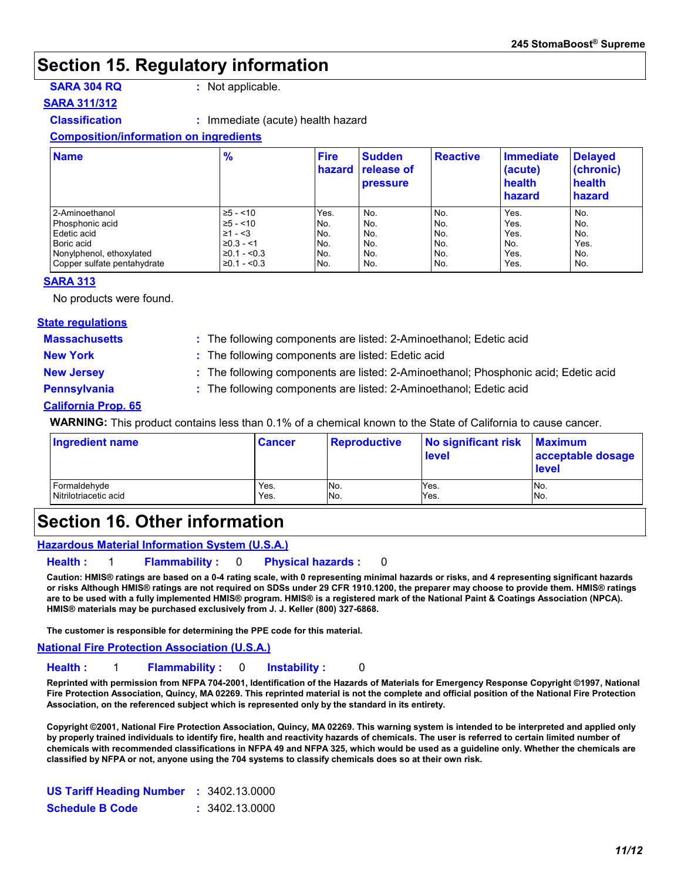# Section 15. Regulatory information

**SARA 304 RQ** : Not applicable.

**SARA 311/312**

**Classification** : Immediate (acute) health hazard

**Composition/information on ingredients**

| Name | % | Fire hazard | Sudden release of pressure | Reactive | Immediate (acute) health hazard | Delayed (chronic) health hazard |
|---|---|---|---|---|---|---|
| 2-Aminoethanol | ≥5 - <10 | Yes. | No. | No. | Yes. | No. |
| Phosphonic acid | ≥5 - <10 | No. | No. | No. | Yes. | No. |
| Edetic acid | ≥1 - <3 | No. | No. | No. | Yes. | No. |
| Boric acid | ≥0.3 - <1 | No. | No. | No. | No. | Yes. |
| Nonylphenol, ethoxylated | ≥0.1 - <0.3 | No. | No. | No. | Yes. | No. |
| Copper sulfate pentahydrate | ≥0.1 - <0.3 | No. | No. | No. | Yes. | No. |

**SARA 313**

No products were found.

**State regulations**

**Massachusetts** : The following components are listed: 2-Aminoethanol; Edetic acid

**New York** : The following components are listed: Edetic acid

**New Jersey** : The following components are listed: 2-Aminoethanol; Phosphonic acid; Edetic acid

**Pennsylvania** : The following components are listed: 2-Aminoethanol; Edetic acid

**California Prop. 65**

**WARNING:** This product contains less than 0.1% of a chemical known to the State of California to cause cancer.

| Ingredient name | Cancer | Reproductive | No significant risk level | Maximum acceptable dosage level |
|---|---|---|---|---|
| Formaldehyde | Yes. | No. | Yes. | No. |
| Nitrilotriacetic acid | Yes. | No. | Yes. | No. |

# Section 16. Other information

**Hazardous Material Information System (U.S.A.)**

**Health :** 1 **Flammability :** 0 **Physical hazards :** 0

**Caution: HMIS® ratings are based on a 0-4 rating scale, with 0 representing minimal hazards or risks, and 4 representing significant hazards or risks Although HMIS® ratings are not required on SDSs under 29 CFR 1910.1200, the preparer may choose to provide them. HMIS® ratings are to be used with a fully implemented HMIS® program. HMIS® is a registered mark of the National Paint & Coatings Association (NPCA). HMIS® materials may be purchased exclusively from J. J. Keller (800) 327-6868.**

**The customer is responsible for determining the PPE code for this material.**

**National Fire Protection Association (U.S.A.)**

**Health :** 1 **Flammability :** 0 **Instability :** 0

**Reprinted with permission from NFPA 704-2001, Identification of the Hazards of Materials for Emergency Response Copyright ©1997, National Fire Protection Association, Quincy, MA 02269. This reprinted material is not the complete and official position of the National Fire Protection Association, on the referenced subject which is represented only by the standard in its entirety.**

**Copyright ©2001, National Fire Protection Association, Quincy, MA 02269. This warning system is intended to be interpreted and applied only by properly trained individuals to identify fire, health and reactivity hazards of chemicals. The user is referred to certain limited number of chemicals with recommended classifications in NFPA 49 and NFPA 325, which would be used as a guideline only. Whether the chemicals are classified by NFPA or not, anyone using the 704 systems to classify chemicals does so at their own risk.**

**US Tariff Heading Number** : 3402.13.0000

**Schedule B Code** : 3402.13.0000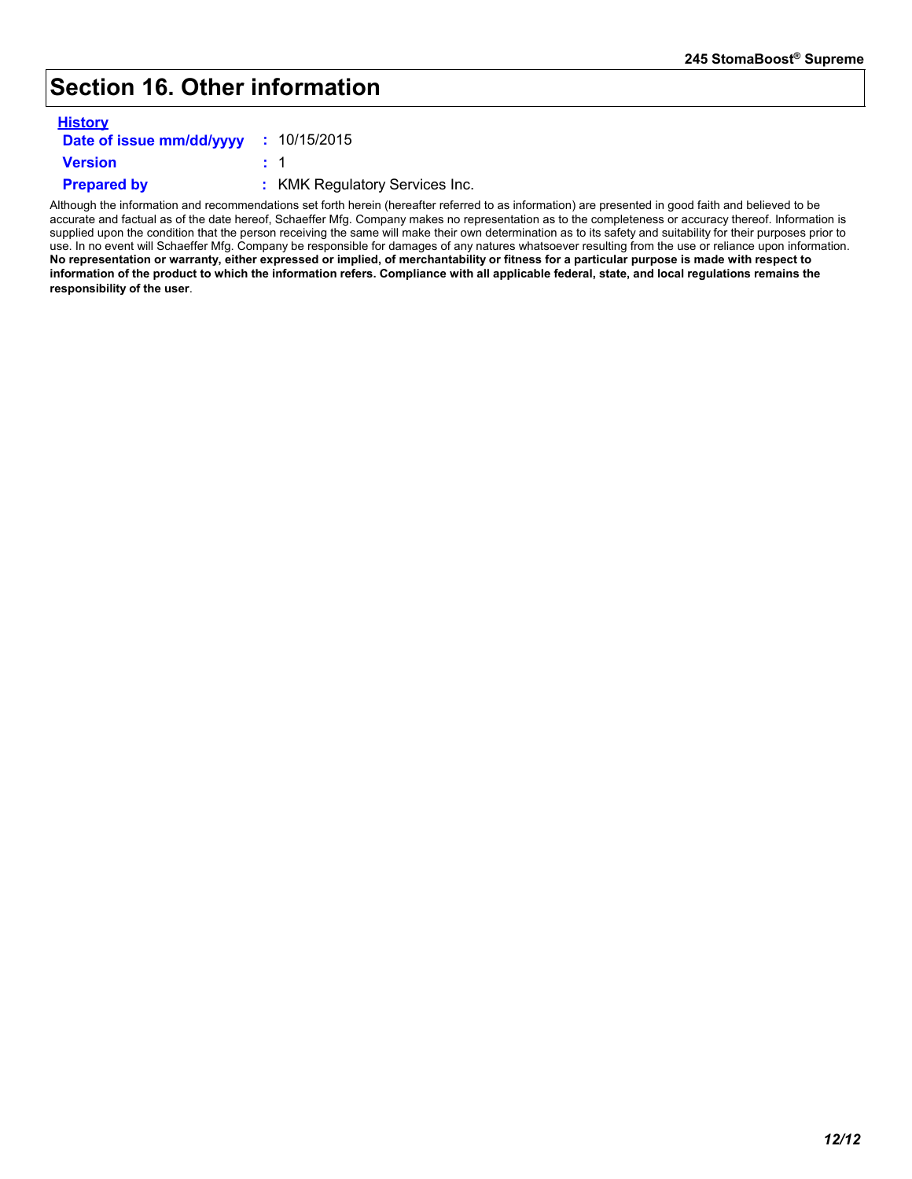# Section 16. Other information

**History**

**Date of issue mm/dd/yyyy** : 10/15/2015

**Version** : 1

**Prepared by** : KMK Regulatory Services Inc.

Although the information and recommendations set forth herein (hereafter referred to as information) are presented in good faith and believed to be accurate and factual as of the date hereof, Schaeffer Mfg. Company makes no representation as to the completeness or accuracy thereof. Information is supplied upon the condition that the person receiving the same will make their own determination as to its safety and suitability for their purposes prior to use. In no event will Schaeffer Mfg. Company be responsible for damages of any natures whatsoever resulting from the use or reliance upon information. **No representation or warranty, either expressed or implied, of merchantability or fitness for a particular purpose is made with respect to information of the product to which the information refers. Compliance with all applicable federal, state, and local regulations remains the responsibility of the user**.